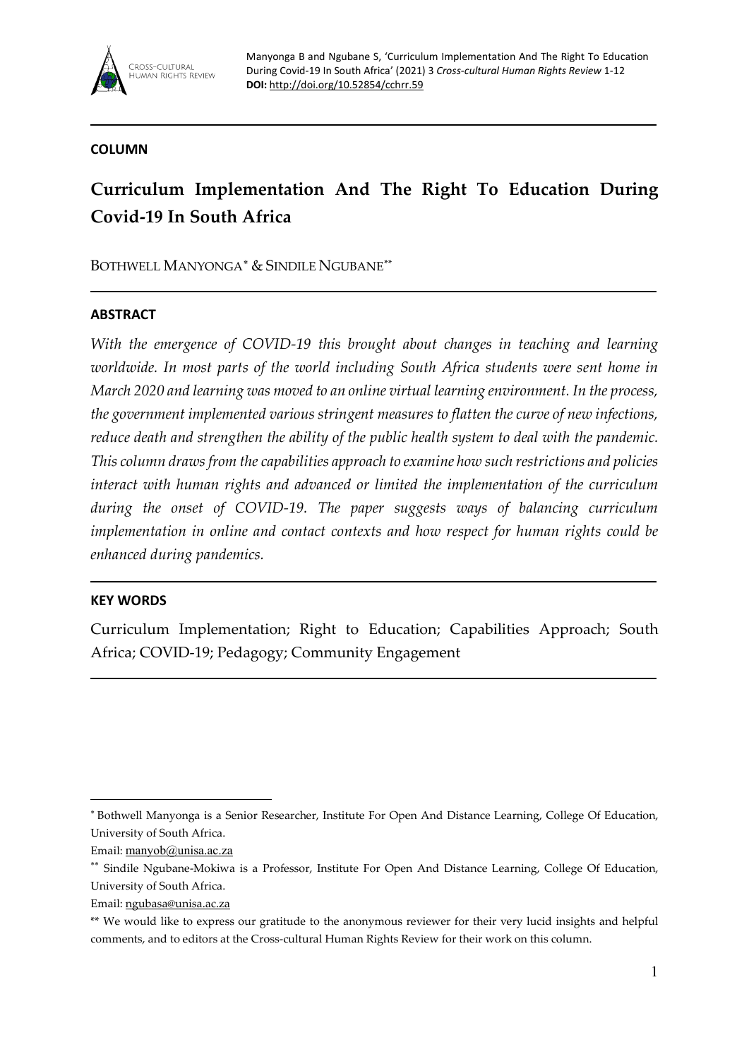**COLUMN**

# Curriculum Implementation And The Right To Education During Covid-19 In South Africa

BOTHWELL MANYONGA[*] & SINDILE NGUBANE[**]

## ABSTRACT

*With the emergence of COVID-19 this brought about changes in teaching and learning worldwide. In most parts of the world including South Africa students were sent home in March 2020 and learning was moved to an online virtual learning environment. In the process, the government implemented various stringent measures to flatten the curve of new infections, reduce death and strengthen the ability of the public health system to deal with the pandemic. This column draws from the capabilities approach to examine how such restrictions and policies interact with human rights and advanced or limited the implementation of the curriculum during the onset of COVID-19. The paper suggests ways of balancing curriculum implementation in online and contact contexts and how respect for human rights could be enhanced during pandemics.*

## KEY WORDS

Curriculum Implementation; Right to Education; Capabilities Approach; South Africa; COVID-19; Pedagogy; Community Engagement

---

[*] Bothwell Manyonga is a Senior Researcher, Institute For Open And Distance Learning, College Of Education, University of South Africa.
Email: manyob@unisa.ac.za

[**] Sindile Ngubane-Mokiwa is a Professor, Institute For Open And Distance Learning, College Of Education, University of South Africa.
Email: ngubasa@unisa.ac.za

[**] We would like to express our gratitude to the anonymous reviewer for their very lucid insights and helpful comments, and to editors at the Cross-cultural Human Rights Review for their work on this column.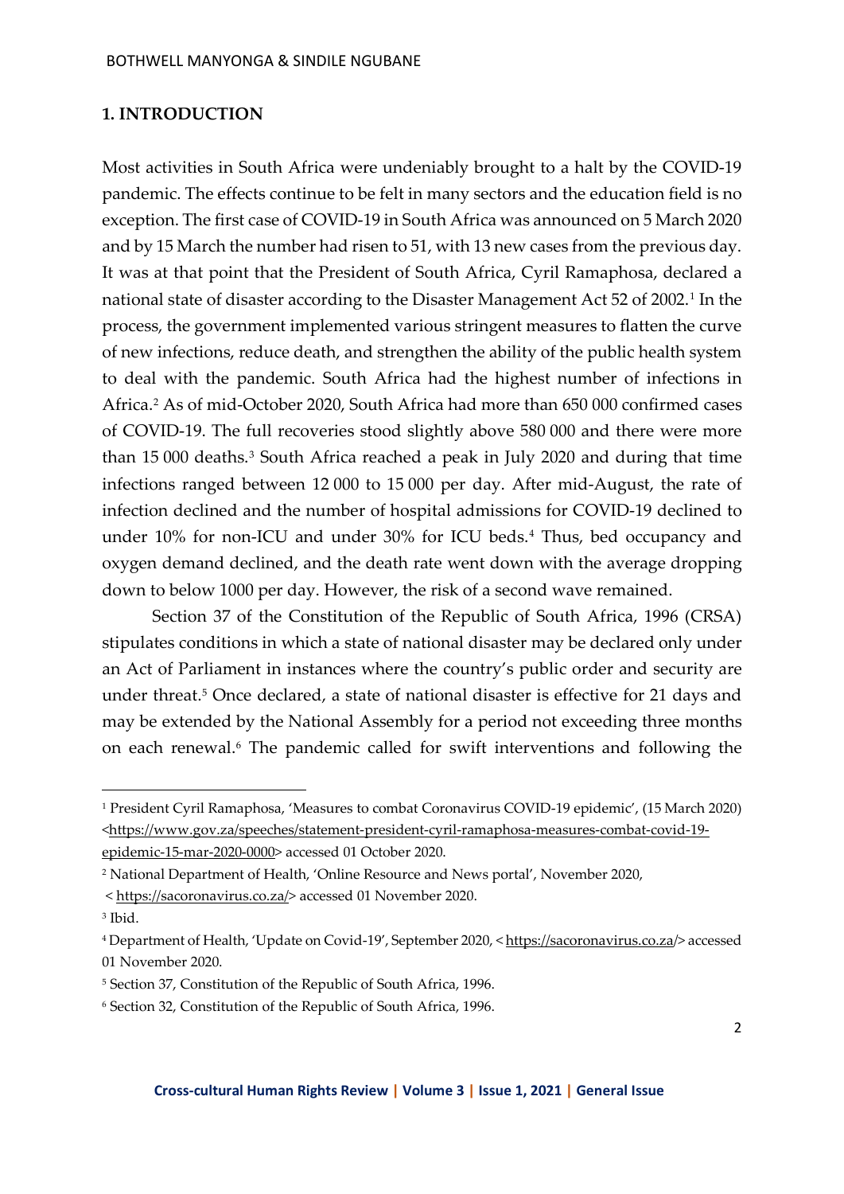## 1. INTRODUCTION

Most activities in South Africa were undeniably brought to a halt by the COVID-19 pandemic. The effects continue to be felt in many sectors and the education field is no exception. The first case of COVID-19 in South Africa was announced on 5 March 2020 and by 15 March the number had risen to 51, with 13 new cases from the previous day. It was at that point that the President of South Africa, Cyril Ramaphosa, declared a national state of disaster according to the Disaster Management Act 52 of 2002.[1] In the process, the government implemented various stringent measures to flatten the curve of new infections, reduce death, and strengthen the ability of the public health system to deal with the pandemic. South Africa had the highest number of infections in Africa.[2] As of mid-October 2020, South Africa had more than 650 000 confirmed cases of COVID-19. The full recoveries stood slightly above 580 000 and there were more than 15 000 deaths.[3] South Africa reached a peak in July 2020 and during that time infections ranged between 12 000 to 15 000 per day. After mid-August, the rate of infection declined and the number of hospital admissions for COVID-19 declined to under 10% for non-ICU and under 30% for ICU beds.[4] Thus, bed occupancy and oxygen demand declined, and the death rate went down with the average dropping down to below 1000 per day. However, the risk of a second wave remained.

Section 37 of the Constitution of the Republic of South Africa, 1996 (CRSA) stipulates conditions in which a state of national disaster may be declared only under an Act of Parliament in instances where the country's public order and security are under threat.[5] Once declared, a state of national disaster is effective for 21 days and may be extended by the National Assembly for a period not exceeding three months on each renewal.[6] The pandemic called for swift interventions and following the

---

[1] President Cyril Ramaphosa, 'Measures to combat Coronavirus COVID-19 epidemic', (15 March 2020) <https://www.gov.za/speeches/statement-president-cyril-ramaphosa-measures-combat-covid-19-epidemic-15-mar-2020-0000> accessed 01 October 2020.

[2] National Department of Health, 'Online Resource and News portal', November 2020, < https://sacoronavirus.co.za/> accessed 01 November 2020.

[3] Ibid.

[4] Department of Health, 'Update on Covid-19', September 2020, < https://sacoronavirus.co.za/> accessed 01 November 2020.

[5] Section 37, Constitution of the Republic of South Africa, 1996.

[6] Section 32, Constitution of the Republic of South Africa, 1996.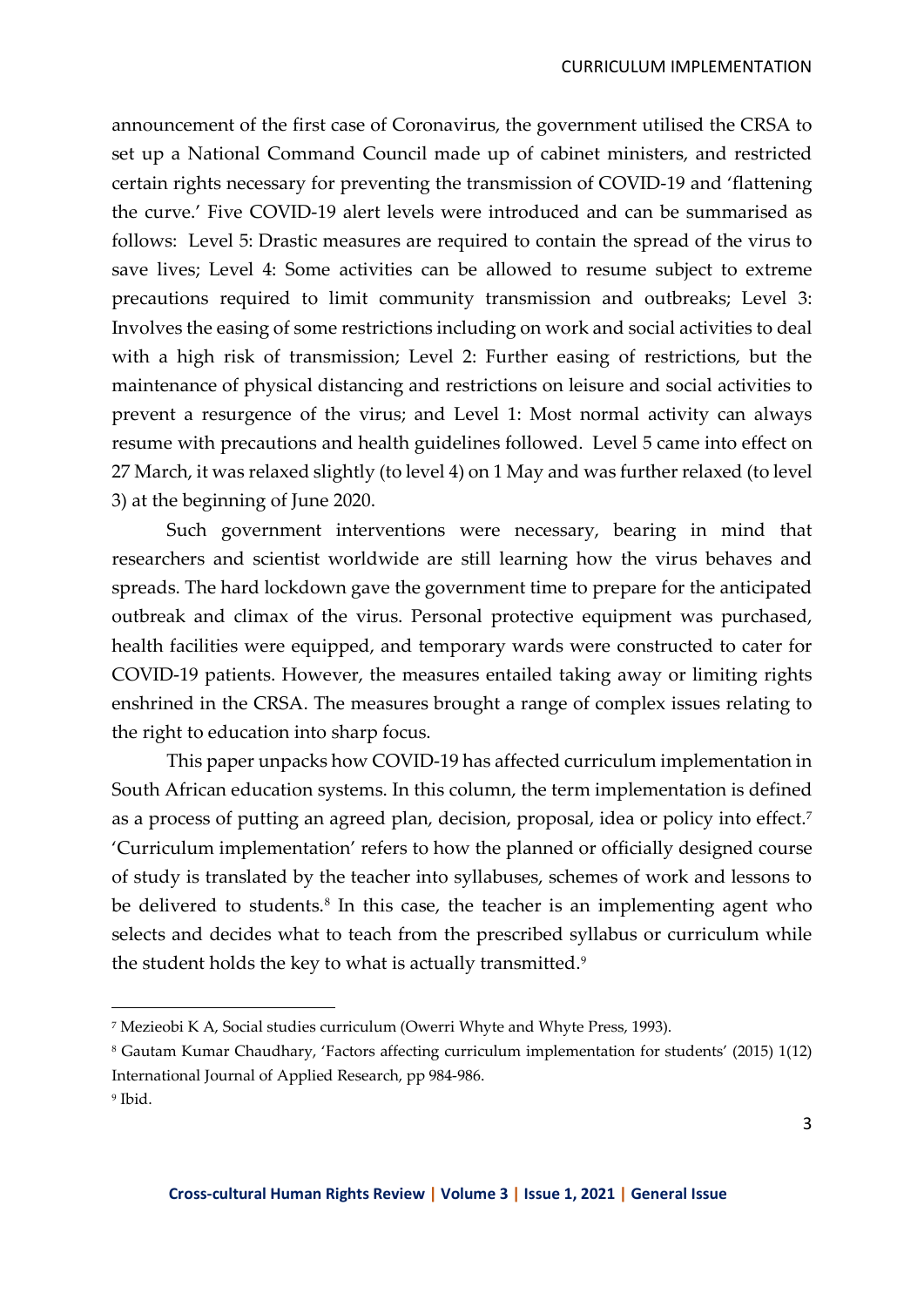announcement of the first case of Coronavirus, the government utilised the CRSA to set up a National Command Council made up of cabinet ministers, and restricted certain rights necessary for preventing the transmission of COVID-19 and 'flattening the curve.' Five COVID-19 alert levels were introduced and can be summarised as follows: Level 5: Drastic measures are required to contain the spread of the virus to save lives; Level 4: Some activities can be allowed to resume subject to extreme precautions required to limit community transmission and outbreaks; Level 3: Involves the easing of some restrictions including on work and social activities to deal with a high risk of transmission; Level 2: Further easing of restrictions, but the maintenance of physical distancing and restrictions on leisure and social activities to prevent a resurgence of the virus; and Level 1: Most normal activity can always resume with precautions and health guidelines followed. Level 5 came into effect on 27 March, it was relaxed slightly (to level 4) on 1 May and was further relaxed (to level 3) at the beginning of June 2020.

Such government interventions were necessary, bearing in mind that researchers and scientist worldwide are still learning how the virus behaves and spreads. The hard lockdown gave the government time to prepare for the anticipated outbreak and climax of the virus. Personal protective equipment was purchased, health facilities were equipped, and temporary wards were constructed to cater for COVID-19 patients. However, the measures entailed taking away or limiting rights enshrined in the CRSA. The measures brought a range of complex issues relating to the right to education into sharp focus.

This paper unpacks how COVID-19 has affected curriculum implementation in South African education systems. In this column, the term implementation is defined as a process of putting an agreed plan, decision, proposal, idea or policy into effect.[7] 'Curriculum implementation' refers to how the planned or officially designed course of study is translated by the teacher into syllabuses, schemes of work and lessons to be delivered to students.[8] In this case, the teacher is an implementing agent who selects and decides what to teach from the prescribed syllabus or curriculum while the student holds the key to what is actually transmitted.[9]

---

[7] Mezieobi K A, Social studies curriculum (Owerri Whyte and Whyte Press, 1993).

[8] Gautam Kumar Chaudhary, 'Factors affecting curriculum implementation for students' (2015) 1(12) International Journal of Applied Research, pp 984-986.

[9] Ibid.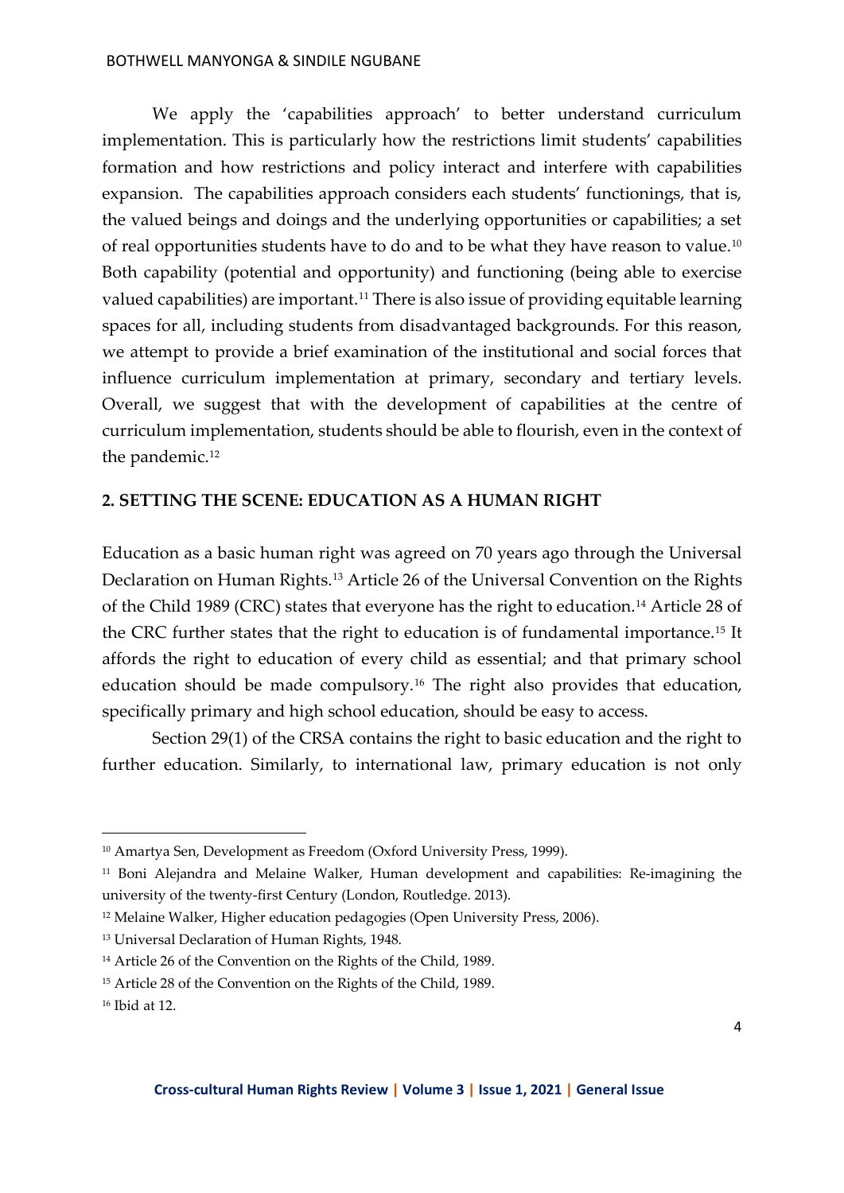We apply the 'capabilities approach' to better understand curriculum implementation. This is particularly how the restrictions limit students' capabilities formation and how restrictions and policy interact and interfere with capabilities expansion. The capabilities approach considers each students' functionings, that is, the valued beings and doings and the underlying opportunities or capabilities; a set of real opportunities students have to do and to be what they have reason to value.[10] Both capability (potential and opportunity) and functioning (being able to exercise valued capabilities) are important.[11] There is also issue of providing equitable learning spaces for all, including students from disadvantaged backgrounds. For this reason, we attempt to provide a brief examination of the institutional and social forces that influence curriculum implementation at primary, secondary and tertiary levels. Overall, we suggest that with the development of capabilities at the centre of curriculum implementation, students should be able to flourish, even in the context of the pandemic.[12]

## 2. SETTING THE SCENE: EDUCATION AS A HUMAN RIGHT

Education as a basic human right was agreed on 70 years ago through the Universal Declaration on Human Rights.[13] Article 26 of the Universal Convention on the Rights of the Child 1989 (CRC) states that everyone has the right to education.[14] Article 28 of the CRC further states that the right to education is of fundamental importance.[15] It affords the right to education of every child as essential; and that primary school education should be made compulsory.[16] The right also provides that education, specifically primary and high school education, should be easy to access.

Section 29(1) of the CRSA contains the right to basic education and the right to further education. Similarly, to international law, primary education is not only

---

[10] Amartya Sen, Development as Freedom (Oxford University Press, 1999).

[11] Boni Alejandra and Melaine Walker, Human development and capabilities: Re-imagining the university of the twenty-first Century (London, Routledge. 2013).

[12] Melaine Walker, Higher education pedagogies (Open University Press, 2006).

[13] Universal Declaration of Human Rights, 1948.

[14] Article 26 of the Convention on the Rights of the Child, 1989.

[15] Article 28 of the Convention on the Rights of the Child, 1989.

[16] Ibid at 12.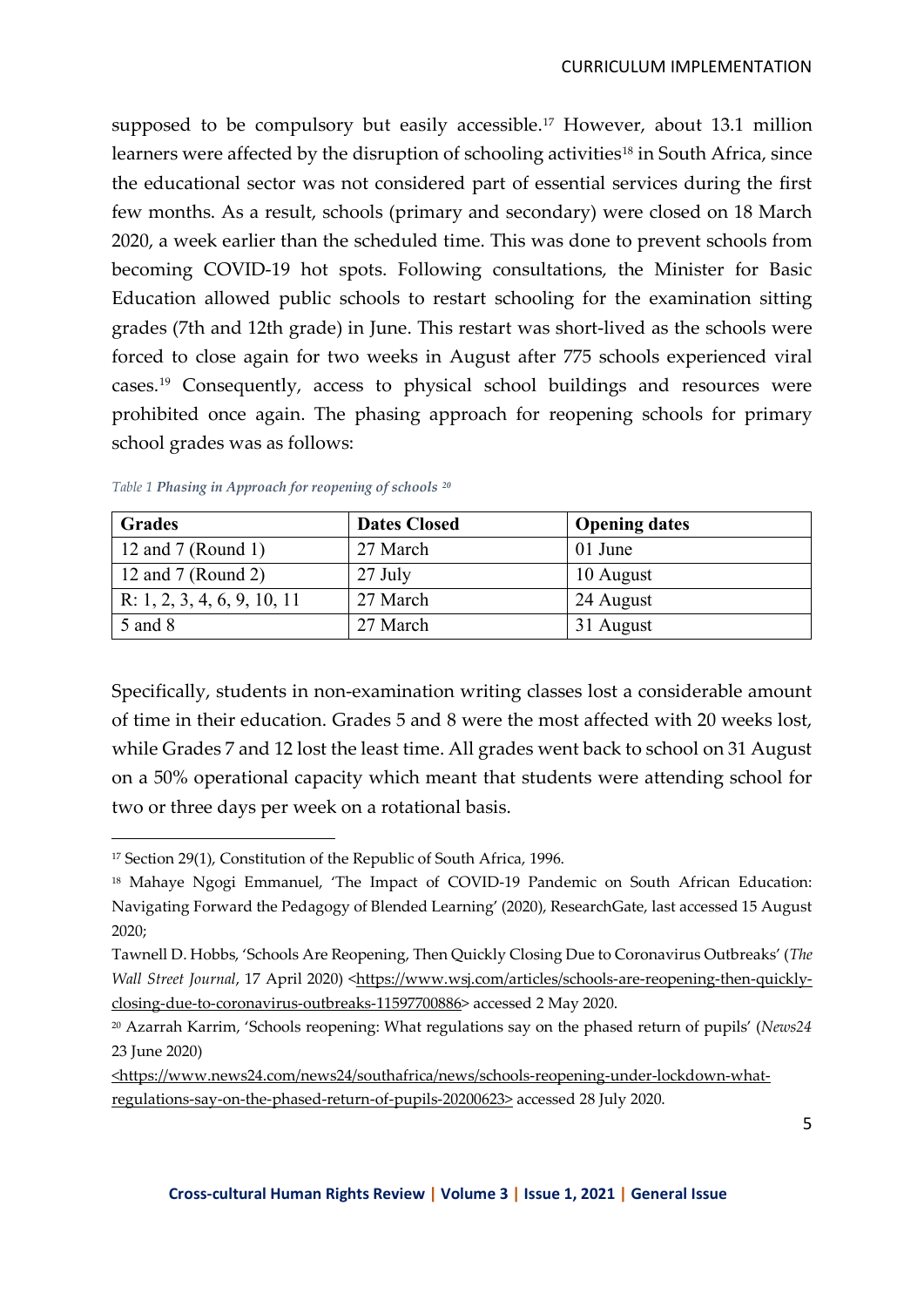supposed to be compulsory but easily accessible.[17] However, about 13.1 million learners were affected by the disruption of schooling activities[18] in South Africa, since the educational sector was not considered part of essential services during the first few months. As a result, schools (primary and secondary) were closed on 18 March 2020, a week earlier than the scheduled time. This was done to prevent schools from becoming COVID-19 hot spots. Following consultations, the Minister for Basic Education allowed public schools to restart schooling for the examination sitting grades (7th and 12th grade) in June. This restart was short-lived as the schools were forced to close again for two weeks in August after 775 schools experienced viral cases.[19] Consequently, access to physical school buildings and resources were prohibited once again. The phasing approach for reopening schools for primary school grades was as follows:

*Table 1* ***Phasing in Approach for reopening of schools*** [20]

| Grades | Dates Closed | Opening dates |
|---|---|---|
| 12 and 7 (Round 1) | 27 March | 01 June |
| 12 and 7 (Round 2) | 27 July | 10 August |
| R: 1, 2, 3, 4, 6, 9, 10, 11 | 27 March | 24 August |
| 5 and 8 | 27 March | 31 August |

Specifically, students in non-examination writing classes lost a considerable amount of time in their education. Grades 5 and 8 were the most affected with 20 weeks lost, while Grades 7 and 12 lost the least time. All grades went back to school on 31 August on a 50% operational capacity which meant that students were attending school for two or three days per week on a rotational basis.

---

[17] Section 29(1), Constitution of the Republic of South Africa, 1996.

[18] Mahaye Ngogi Emmanuel, 'The Impact of COVID-19 Pandemic on South African Education: Navigating Forward the Pedagogy of Blended Learning' (2020), ResearchGate, last accessed 15 August 2020;

Tawnell D. Hobbs, 'Schools Are Reopening, Then Quickly Closing Due to Coronavirus Outbreaks' (*The Wall Street Journal*, 17 April 2020) <https://www.wsj.com/articles/schools-are-reopening-then-quickly-closing-due-to-coronavirus-outbreaks-11597700886> accessed 2 May 2020.

[20] Azarrah Karrim, 'Schools reopening: What regulations say on the phased return of pupils' (*News24* 23 June 2020) <https://www.news24.com/news24/southafrica/news/schools-reopening-under-lockdown-what-regulations-say-on-the-phased-return-of-pupils-20200623> accessed 28 July 2020.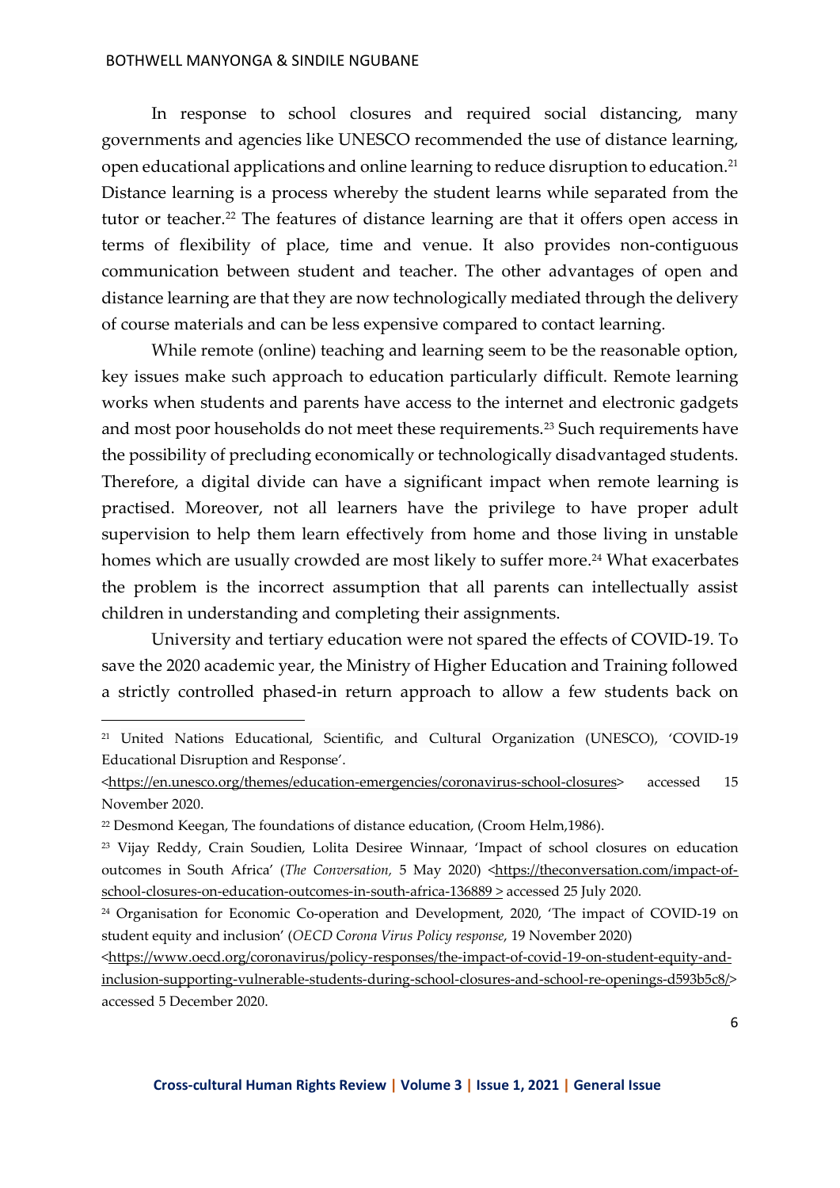In response to school closures and required social distancing, many governments and agencies like UNESCO recommended the use of distance learning, open educational applications and online learning to reduce disruption to education.[21] Distance learning is a process whereby the student learns while separated from the tutor or teacher.[22] The features of distance learning are that it offers open access in terms of flexibility of place, time and venue. It also provides non-contiguous communication between student and teacher. The other advantages of open and distance learning are that they are now technologically mediated through the delivery of course materials and can be less expensive compared to contact learning.

While remote (online) teaching and learning seem to be the reasonable option, key issues make such approach to education particularly difficult. Remote learning works when students and parents have access to the internet and electronic gadgets and most poor households do not meet these requirements.[23] Such requirements have the possibility of precluding economically or technologically disadvantaged students. Therefore, a digital divide can have a significant impact when remote learning is practised. Moreover, not all learners have the privilege to have proper adult supervision to help them learn effectively from home and those living in unstable homes which are usually crowded are most likely to suffer more.[24] What exacerbates the problem is the incorrect assumption that all parents can intellectually assist children in understanding and completing their assignments.

University and tertiary education were not spared the effects of COVID-19. To save the 2020 academic year, the Ministry of Higher Education and Training followed a strictly controlled phased-in return approach to allow a few students back on

---

[21] United Nations Educational, Scientific, and Cultural Organization (UNESCO), 'COVID-19 Educational Disruption and Response'. <https://en.unesco.org/themes/education-emergencies/coronavirus-school-closures> accessed 15 November 2020.

[22] Desmond Keegan, The foundations of distance education, (Croom Helm,1986).

[23] Vijay Reddy, Crain Soudien, Lolita Desiree Winnaar, 'Impact of school closures on education outcomes in South Africa' (*The Conversation*, 5 May 2020) <https://theconversation.com/impact-of-school-closures-on-education-outcomes-in-south-africa-136889 > accessed 25 July 2020.

[24] Organisation for Economic Co-operation and Development, 2020, 'The impact of COVID-19 on student equity and inclusion' (*OECD Corona Virus Policy response*, 19 November 2020) <https://www.oecd.org/coronavirus/policy-responses/the-impact-of-covid-19-on-student-equity-and-inclusion-supporting-vulnerable-students-during-school-closures-and-school-re-openings-d593b5c8/> accessed 5 December 2020.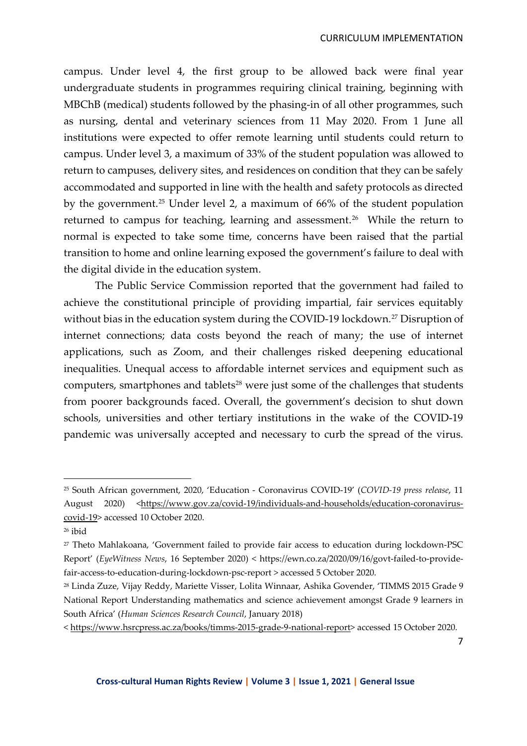campus. Under level 4, the first group to be allowed back were final year undergraduate students in programmes requiring clinical training, beginning with MBChB (medical) students followed by the phasing-in of all other programmes, such as nursing, dental and veterinary sciences from 11 May 2020. From 1 June all institutions were expected to offer remote learning until students could return to campus. Under level 3, a maximum of 33% of the student population was allowed to return to campuses, delivery sites, and residences on condition that they can be safely accommodated and supported in line with the health and safety protocols as directed by the government.[25] Under level 2, a maximum of 66% of the student population returned to campus for teaching, learning and assessment.[26] While the return to normal is expected to take some time, concerns have been raised that the partial transition to home and online learning exposed the government's failure to deal with the digital divide in the education system.

The Public Service Commission reported that the government had failed to achieve the constitutional principle of providing impartial, fair services equitably without bias in the education system during the COVID-19 lockdown.[27] Disruption of internet connections; data costs beyond the reach of many; the use of internet applications, such as Zoom, and their challenges risked deepening educational inequalities. Unequal access to affordable internet services and equipment such as computers, smartphones and tablets[28] were just some of the challenges that students from poorer backgrounds faced. Overall, the government's decision to shut down schools, universities and other tertiary institutions in the wake of the COVID-19 pandemic was universally accepted and necessary to curb the spread of the virus.

---

[25] South African government, 2020, 'Education - Coronavirus COVID-19' (*COVID-19 press release*, 11 August 2020) <https://www.gov.za/covid-19/individuals-and-households/education-coronavirus-covid-19> accessed 10 October 2020.

[26] ibid

[27] Theto Mahlakoana, 'Government failed to provide fair access to education during lockdown-PSC Report' (*EyeWitness News*, 16 September 2020) < https://ewn.co.za/2020/09/16/govt-failed-to-provide-fair-access-to-education-during-lockdown-psc-report > accessed 5 October 2020.

[28] Linda Zuze, Vijay Reddy, Mariette Visser, Lolita Winnaar, Ashika Govender, 'TIMMS 2015 Grade 9 National Report Understanding mathematics and science achievement amongst Grade 9 learners in South Africa' (*Human Sciences Research Council*, January 2018) < https://www.hsrcpress.ac.za/books/timms-2015-grade-9-national-report> accessed 15 October 2020.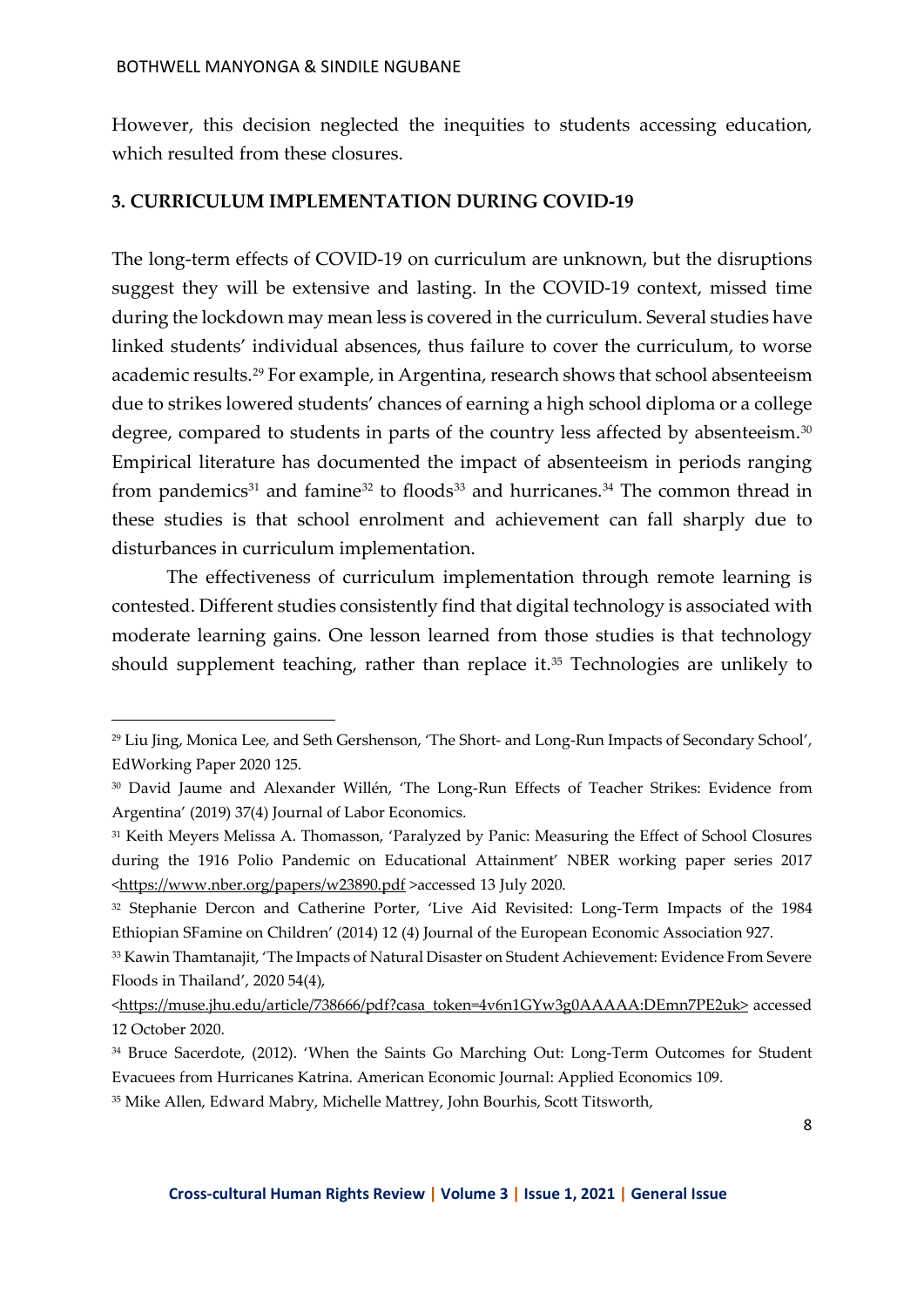However, this decision neglected the inequities to students accessing education, which resulted from these closures.

## 3. CURRICULUM IMPLEMENTATION DURING COVID-19

The long-term effects of COVID-19 on curriculum are unknown, but the disruptions suggest they will be extensive and lasting. In the COVID-19 context, missed time during the lockdown may mean less is covered in the curriculum. Several studies have linked students' individual absences, thus failure to cover the curriculum, to worse academic results.[29] For example, in Argentina, research shows that school absenteeism due to strikes lowered students' chances of earning a high school diploma or a college degree, compared to students in parts of the country less affected by absenteeism.[30] Empirical literature has documented the impact of absenteeism in periods ranging from pandemics[31] and famine[32] to floods[33] and hurricanes.[34] The common thread in these studies is that school enrolment and achievement can fall sharply due to disturbances in curriculum implementation.

The effectiveness of curriculum implementation through remote learning is contested. Different studies consistently find that digital technology is associated with moderate learning gains. One lesson learned from those studies is that technology should supplement teaching, rather than replace it.[35] Technologies are unlikely to

---

[29] Liu Jing, Monica Lee, and Seth Gershenson, 'The Short- and Long-Run Impacts of Secondary School', EdWorking Paper 2020 125.

[30] David Jaume and Alexander Willén, 'The Long-Run Effects of Teacher Strikes: Evidence from Argentina' (2019) 37(4) Journal of Labor Economics.

[31] Keith Meyers Melissa A. Thomasson, 'Paralyzed by Panic: Measuring the Effect of School Closures during the 1916 Polio Pandemic on Educational Attainment' NBER working paper series 2017 <https://www.nber.org/papers/w23890.pdf >accessed 13 July 2020.

[32] Stephanie Dercon and Catherine Porter, 'Live Aid Revisited: Long-Term Impacts of the 1984 Ethiopian SFamine on Children' (2014) 12 (4) Journal of the European Economic Association 927.

[33] Kawin Thamtanajit, 'The Impacts of Natural Disaster on Student Achievement: Evidence From Severe Floods in Thailand', 2020 54(4), <https://muse.jhu.edu/article/738666/pdf?casa_token=4v6n1GYw3g0AAAAA:DEmn7PE2uk> accessed 12 October 2020.

[34] Bruce Sacerdote, (2012). 'When the Saints Go Marching Out: Long-Term Outcomes for Student Evacuees from Hurricanes Katrina. American Economic Journal: Applied Economics 109.

[35] Mike Allen, Edward Mabry, Michelle Mattrey, John Bourhis, Scott Titsworth,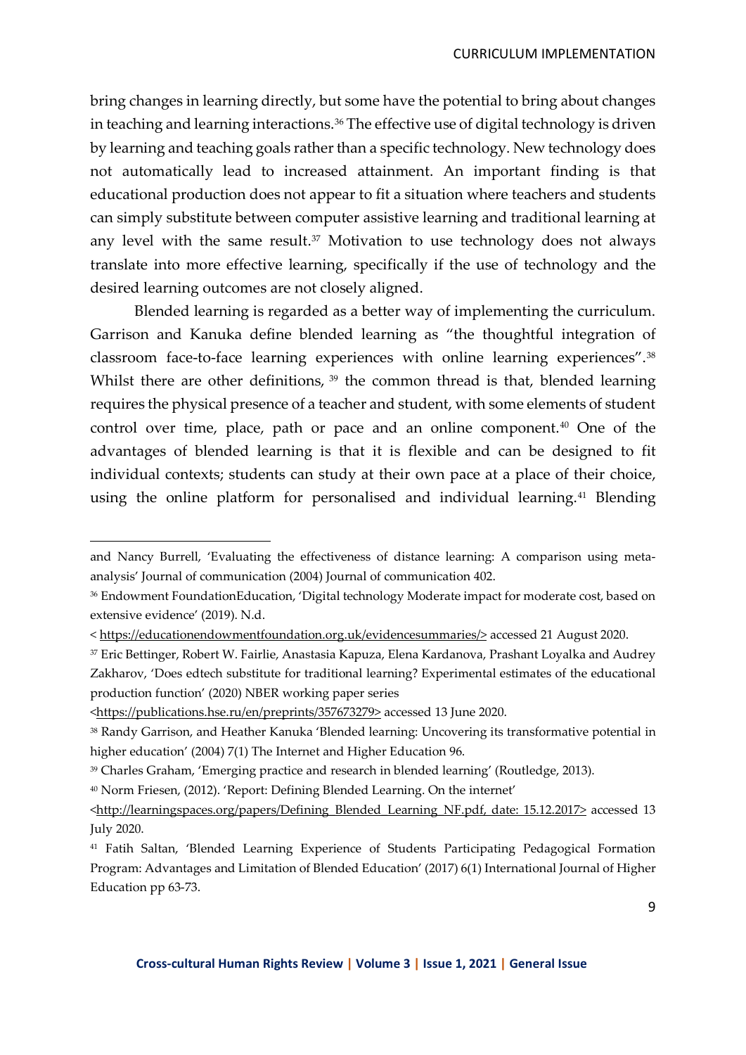bring changes in learning directly, but some have the potential to bring about changes in teaching and learning interactions.[36] The effective use of digital technology is driven by learning and teaching goals rather than a specific technology. New technology does not automatically lead to increased attainment. An important finding is that educational production does not appear to fit a situation where teachers and students can simply substitute between computer assistive learning and traditional learning at any level with the same result.[37] Motivation to use technology does not always translate into more effective learning, specifically if the use of technology and the desired learning outcomes are not closely aligned.

Blended learning is regarded as a better way of implementing the curriculum. Garrison and Kanuka define blended learning as "the thoughtful integration of classroom face-to-face learning experiences with online learning experiences".[38] Whilst there are other definitions, [39] the common thread is that, blended learning requires the physical presence of a teacher and student, with some elements of student control over time, place, path or pace and an online component.[40] One of the advantages of blended learning is that it is flexible and can be designed to fit individual contexts; students can study at their own pace at a place of their choice, using the online platform for personalised and individual learning.[41] Blending

---

and Nancy Burrell, 'Evaluating the effectiveness of distance learning: A comparison using meta-analysis' Journal of communication (2004) Journal of communication 402.

[36] Endowment FoundationEducation, 'Digital technology Moderate impact for moderate cost, based on extensive evidence' (2019). N.d.

< https://educationendowmentfoundation.org.uk/evidencesummaries/> accessed 21 August 2020.

[37] Eric Bettinger, Robert W. Fairlie, Anastasia Kapuza, Elena Kardanova, Prashant Loyalka and Audrey Zakharov, 'Does edtech substitute for traditional learning? Experimental estimates of the educational production function' (2020) NBER working paper series

<https://publications.hse.ru/en/preprints/357673279> accessed 13 June 2020.

[38] Randy Garrison, and Heather Kanuka 'Blended learning: Uncovering its transformative potential in higher education' (2004) 7(1) The Internet and Higher Education 96.

[39] Charles Graham, 'Emerging practice and research in blended learning' (Routledge, 2013).

[40] Norm Friesen, (2012). 'Report: Defining Blended Learning. On the internet'

<http://learningspaces.org/papers/Defining_Blended_Learning_NF.pdf, date: 15.12.2017> accessed 13 July 2020.

[41] Fatih Saltan, 'Blended Learning Experience of Students Participating Pedagogical Formation Program: Advantages and Limitation of Blended Education' (2017) 6(1) International Journal of Higher Education pp 63-73.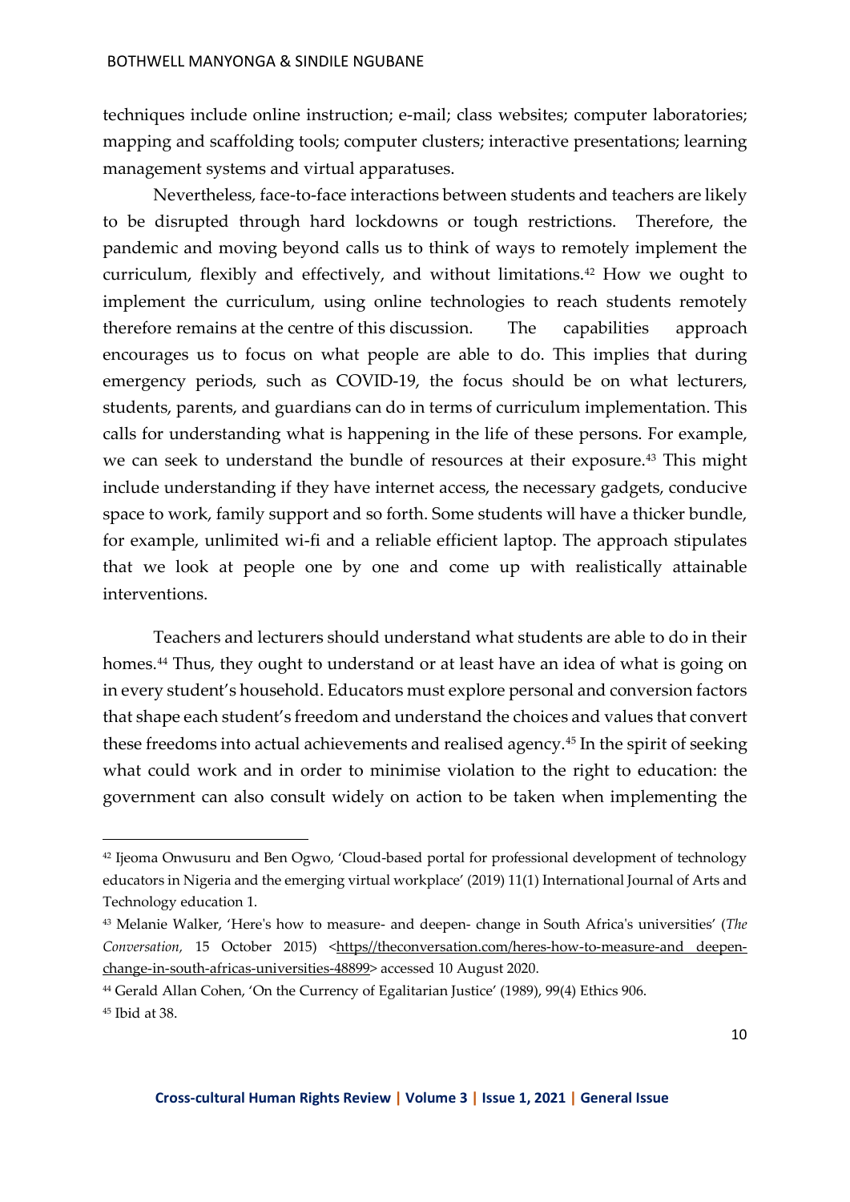techniques include online instruction; e-mail; class websites; computer laboratories; mapping and scaffolding tools; computer clusters; interactive presentations; learning management systems and virtual apparatuses.

Nevertheless, face-to-face interactions between students and teachers are likely to be disrupted through hard lockdowns or tough restrictions. Therefore, the pandemic and moving beyond calls us to think of ways to remotely implement the curriculum, flexibly and effectively, and without limitations.[42] How we ought to implement the curriculum, using online technologies to reach students remotely therefore remains at the centre of this discussion. The capabilities approach encourages us to focus on what people are able to do. This implies that during emergency periods, such as COVID-19, the focus should be on what lecturers, students, parents, and guardians can do in terms of curriculum implementation. This calls for understanding what is happening in the life of these persons. For example, we can seek to understand the bundle of resources at their exposure.[43] This might include understanding if they have internet access, the necessary gadgets, conducive space to work, family support and so forth. Some students will have a thicker bundle, for example, unlimited wi-fi and a reliable efficient laptop. The approach stipulates that we look at people one by one and come up with realistically attainable interventions.

Teachers and lecturers should understand what students are able to do in their homes.[44] Thus, they ought to understand or at least have an idea of what is going on in every student's household. Educators must explore personal and conversion factors that shape each student's freedom and understand the choices and values that convert these freedoms into actual achievements and realised agency.[45] In the spirit of seeking what could work and in order to minimise violation to the right to education: the government can also consult widely on action to be taken when implementing the

---

[42] Ijeoma Onwusuru and Ben Ogwo, 'Cloud-based portal for professional development of technology educators in Nigeria and the emerging virtual workplace' (2019) 11(1) International Journal of Arts and Technology education 1.

[43] Melanie Walker, 'Here's how to measure- and deepen- change in South Africa's universities' (*The Conversation*, 15 October 2015) <https//theconversation.com/heres-how-to-measure-and deepen-change-in-south-africas-universities-48899> accessed 10 August 2020.

[44] Gerald Allan Cohen, 'On the Currency of Egalitarian Justice' (1989), 99(4) Ethics 906.

[45] Ibid at 38.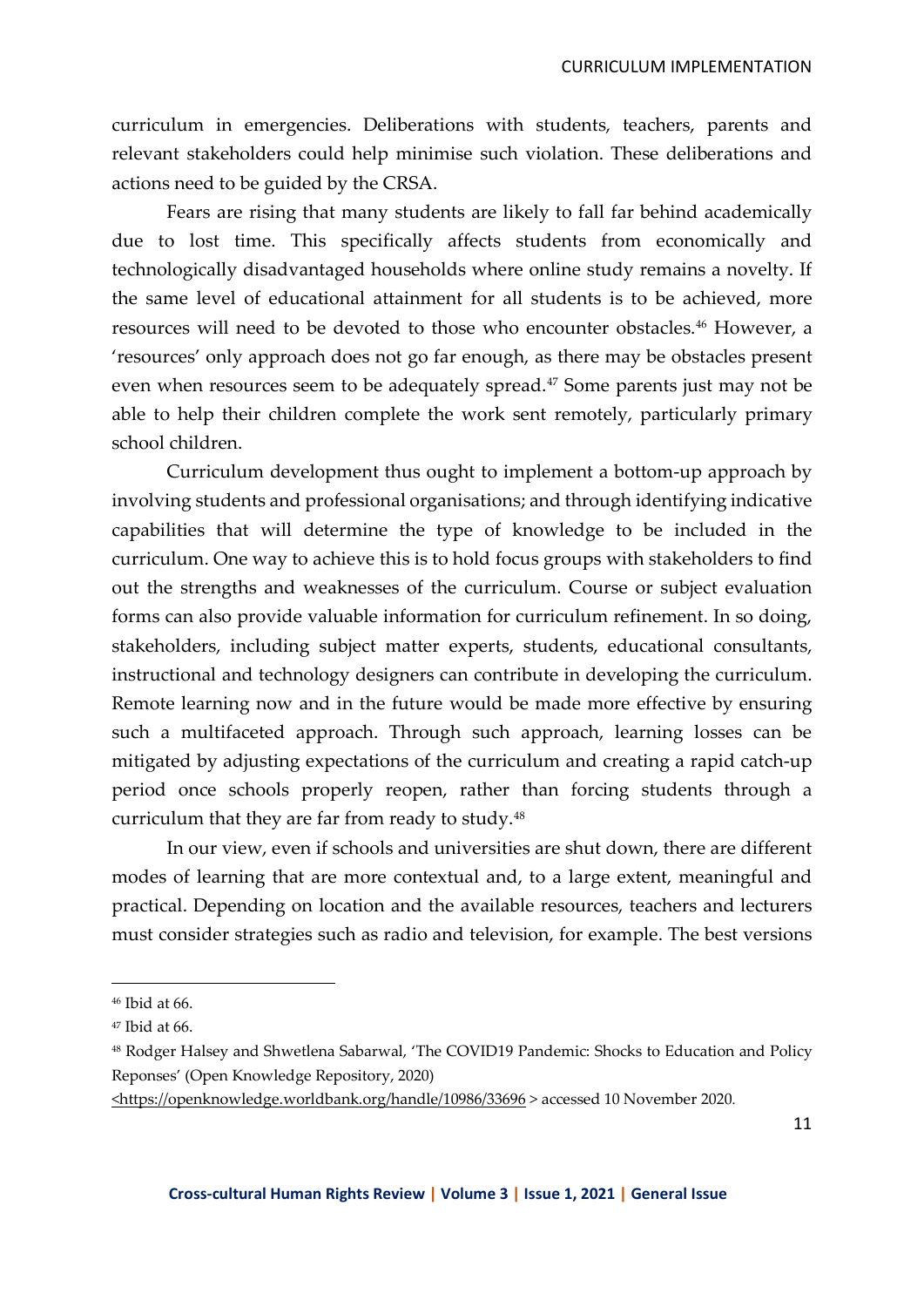curriculum in emergencies. Deliberations with students, teachers, parents and relevant stakeholders could help minimise such violation. These deliberations and actions need to be guided by the CRSA.

Fears are rising that many students are likely to fall far behind academically due to lost time. This specifically affects students from economically and technologically disadvantaged households where online study remains a novelty. If the same level of educational attainment for all students is to be achieved, more resources will need to be devoted to those who encounter obstacles.[46] However, a 'resources' only approach does not go far enough, as there may be obstacles present even when resources seem to be adequately spread.[47] Some parents just may not be able to help their children complete the work sent remotely, particularly primary school children.

Curriculum development thus ought to implement a bottom-up approach by involving students and professional organisations; and through identifying indicative capabilities that will determine the type of knowledge to be included in the curriculum. One way to achieve this is to hold focus groups with stakeholders to find out the strengths and weaknesses of the curriculum. Course or subject evaluation forms can also provide valuable information for curriculum refinement. In so doing, stakeholders, including subject matter experts, students, educational consultants, instructional and technology designers can contribute in developing the curriculum. Remote learning now and in the future would be made more effective by ensuring such a multifaceted approach. Through such approach, learning losses can be mitigated by adjusting expectations of the curriculum and creating a rapid catch-up period once schools properly reopen, rather than forcing students through a curriculum that they are far from ready to study.[48]

In our view, even if schools and universities are shut down, there are different modes of learning that are more contextual and, to a large extent, meaningful and practical. Depending on location and the available resources, teachers and lecturers must consider strategies such as radio and television, for example. The best versions

---

[46] Ibid at 66.

[47] Ibid at 66.

[48] Rodger Halsey and Shwetlena Sabarwal, 'The COVID19 Pandemic: Shocks to Education and Policy Reponses' (Open Knowledge Repository, 2020) <https://openknowledge.worldbank.org/handle/10986/33696 > accessed 10 November 2020.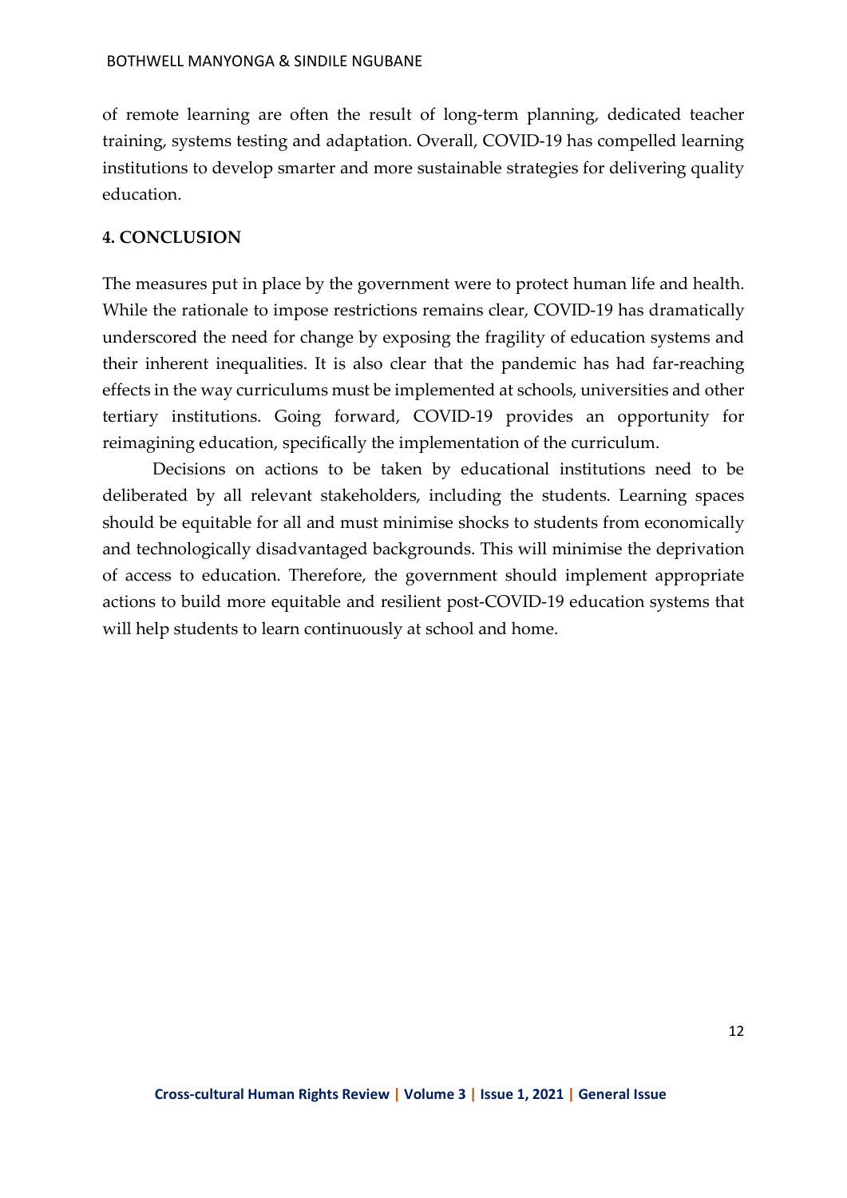of remote learning are often the result of long-term planning, dedicated teacher training, systems testing and adaptation. Overall, COVID-19 has compelled learning institutions to develop smarter and more sustainable strategies for delivering quality education.

## 4. CONCLUSION

The measures put in place by the government were to protect human life and health. While the rationale to impose restrictions remains clear, COVID-19 has dramatically underscored the need for change by exposing the fragility of education systems and their inherent inequalities. It is also clear that the pandemic has had far-reaching effects in the way curriculums must be implemented at schools, universities and other tertiary institutions. Going forward, COVID-19 provides an opportunity for reimagining education, specifically the implementation of the curriculum.

Decisions on actions to be taken by educational institutions need to be deliberated by all relevant stakeholders, including the students. Learning spaces should be equitable for all and must minimise shocks to students from economically and technologically disadvantaged backgrounds. This will minimise the deprivation of access to education. Therefore, the government should implement appropriate actions to build more equitable and resilient post-COVID-19 education systems that will help students to learn continuously at school and home.